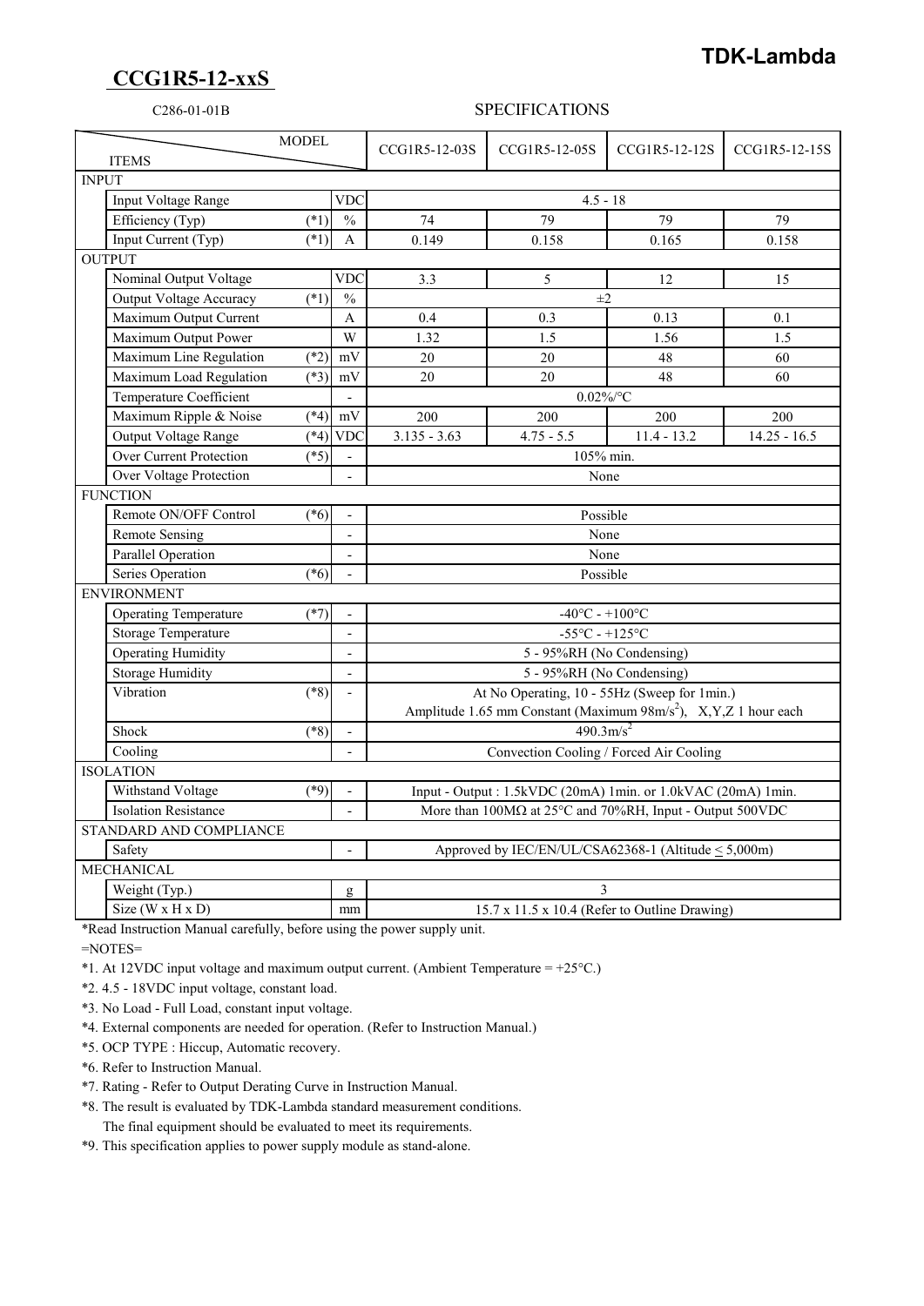**TDK-Lambda**

# CCG1R5-12-xxS

C286-01-01B

SPECIFICATIONS

| ITEMS | | MODEL | CCG1R5-12-03S | CCG1R5-12-05S | CCG1R5-12-12S | CCG1R5-12-15S |
|---|---|---|---|---|---|---|
| **INPUT** | | | | | | |
| Input Voltage Range | | VDC | 4.5 - 18 | | | |
| Efficiency (Typ) | (*1) | % | 74 | 79 | 79 | 79 |
| Input Current (Typ) | (*1) | A | 0.149 | 0.158 | 0.165 | 0.158 |
| **OUTPUT** | | | | | | |
| Nominal Output Voltage | | VDC | 3.3 | 5 | 12 | 15 |
| Output Voltage Accuracy | (*1) | % | ±2 | | | |
| Maximum Output Current | | A | 0.4 | 0.3 | 0.13 | 0.1 |
| Maximum Output Power | | W | 1.32 | 1.5 | 1.56 | 1.5 |
| Maximum Line Regulation | (*2) | mV | 20 | 20 | 48 | 60 |
| Maximum Load Regulation | (*3) | mV | 20 | 20 | 48 | 60 |
| Temperature Coefficient | | - | 0.02%/°C | | | |
| Maximum Ripple & Noise | (*4) | mV | 200 | 200 | 200 | 200 |
| Output Voltage Range | (*4) | VDC | 3.135 - 3.63 | 4.75 - 5.5 | 11.4 - 13.2 | 14.25 - 16.5 |
| Over Current Protection | (*5) | - | 105% min. | | | |
| Over Voltage Protection | | - | None | | | |
| **FUNCTION** | | | | | | |
| Remote ON/OFF Control | (*6) | - | Possible | | | |
| Remote Sensing | | - | None | | | |
| Parallel Operation | | - | None | | | |
| Series Operation | (*6) | - | Possible | | | |
| **ENVIRONMENT** | | | | | | |
| Operating Temperature | (*7) | - | -40°C - +100°C | | | |
| Storage Temperature | | - | -55°C - +125°C | | | |
| Operating Humidity | | - | 5 - 95%RH (No Condensing) | | | |
| Storage Humidity | | - | 5 - 95%RH (No Condensing) | | | |
| Vibration | (*8) | - | At No Operating, 10 - 55Hz (Sweep for 1min.) Amplitude 1.65 mm Constant (Maximum 98m/s$^2$), X,Y,Z 1 hour each | | | |
| Shock | (*8) | - | 490.3m/s$^2$ | | | |
| Cooling | | - | Convection Cooling / Forced Air Cooling | | | |
| **ISOLATION** | | | | | | |
| Withstand Voltage | (*9) | - | Input - Output : 1.5kVDC (20mA) 1min. or 1.0kVAC (20mA) 1min. | | | |
| Isolation Resistance | | - | More than 100MΩ at 25°C and 70%RH, Input - Output 500VDC | | | |
| **STANDARD AND COMPLIANCE** | | | | | | |
| Safety | | - | Approved by IEC/EN/UL/CSA62368-1 (Altitude ≤ 5,000m) | | | |
| **MECHANICAL** | | | | | | |
| Weight (Typ.) | | g | 3 | | | |
| Size (W x H x D) | | mm | 15.7 x 11.5 x 10.4 (Refer to Outline Drawing) | | | |

*Read Instruction Manual carefully, before using the power supply unit.

=NOTES=

*1. At 12VDC input voltage and maximum output current. (Ambient Temperature = +25°C.)

*2. 4.5 - 18VDC input voltage, constant load.

*3. No Load - Full Load, constant input voltage.

*4. External components are needed for operation. (Refer to Instruction Manual.)

*5. OCP TYPE : Hiccup, Automatic recovery.

*6. Refer to Instruction Manual.

*7. Rating - Refer to Output Derating Curve in Instruction Manual.

*8. The result is evaluated by TDK-Lambda standard measurement conditions.
The final equipment should be evaluated to meet its requirements.

*9. This specification applies to power supply module as stand-alone.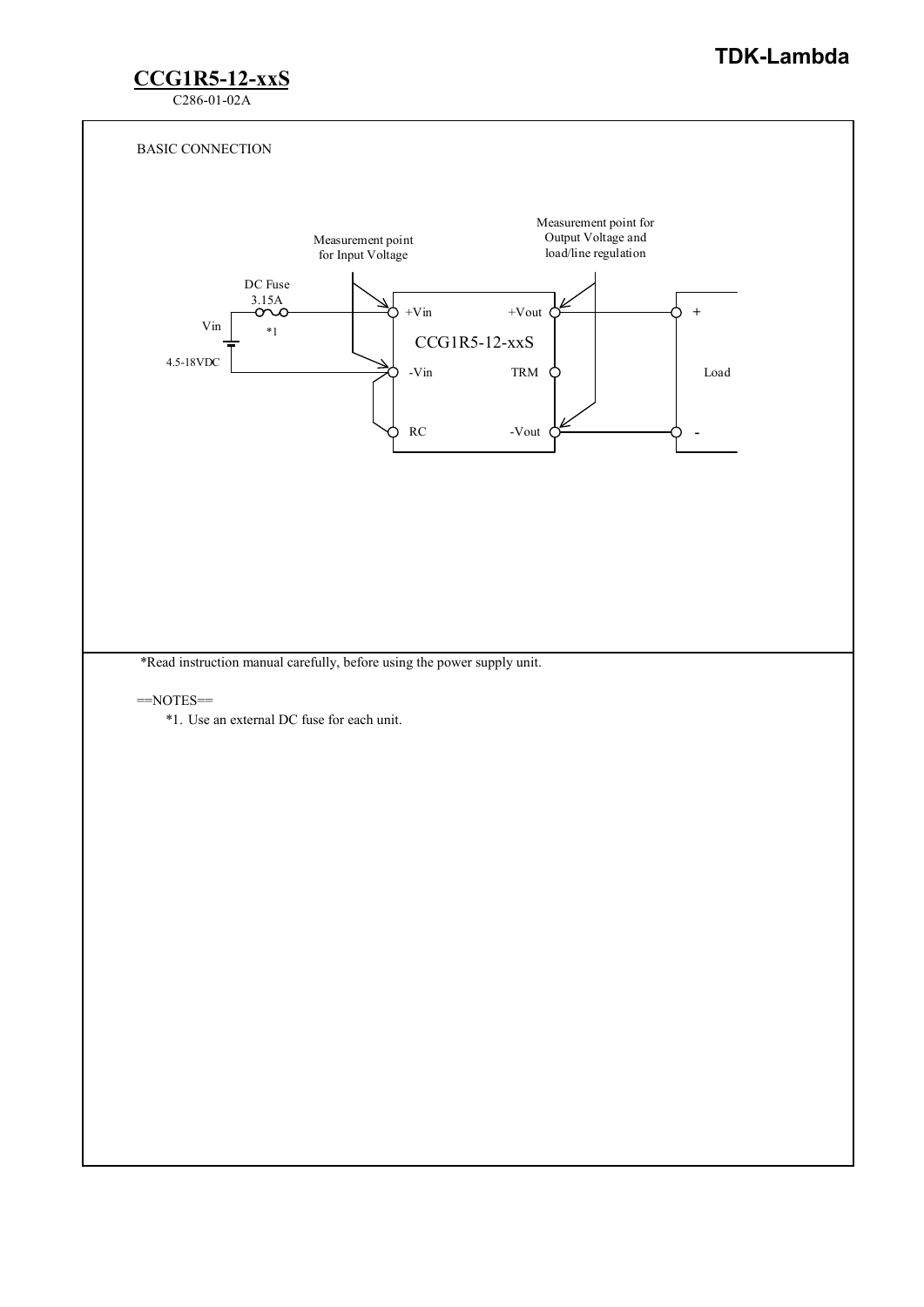## CCG1R5-12-xxS

C286-01-02A

BASIC CONNECTION

Measurement point for Input Voltage

Measurement point for Output Voltage and load/line regulation

DC Fuse
3.15A
*1

Vin
4.5-18VDC

+Vin
-Vin
RC

CCG1R5-12-xxS

+Vout
TRM
-Vout

+
Load
-

*Read instruction manual carefully, before using the power supply unit.

==NOTES==

*1. Use an external DC fuse for each unit.